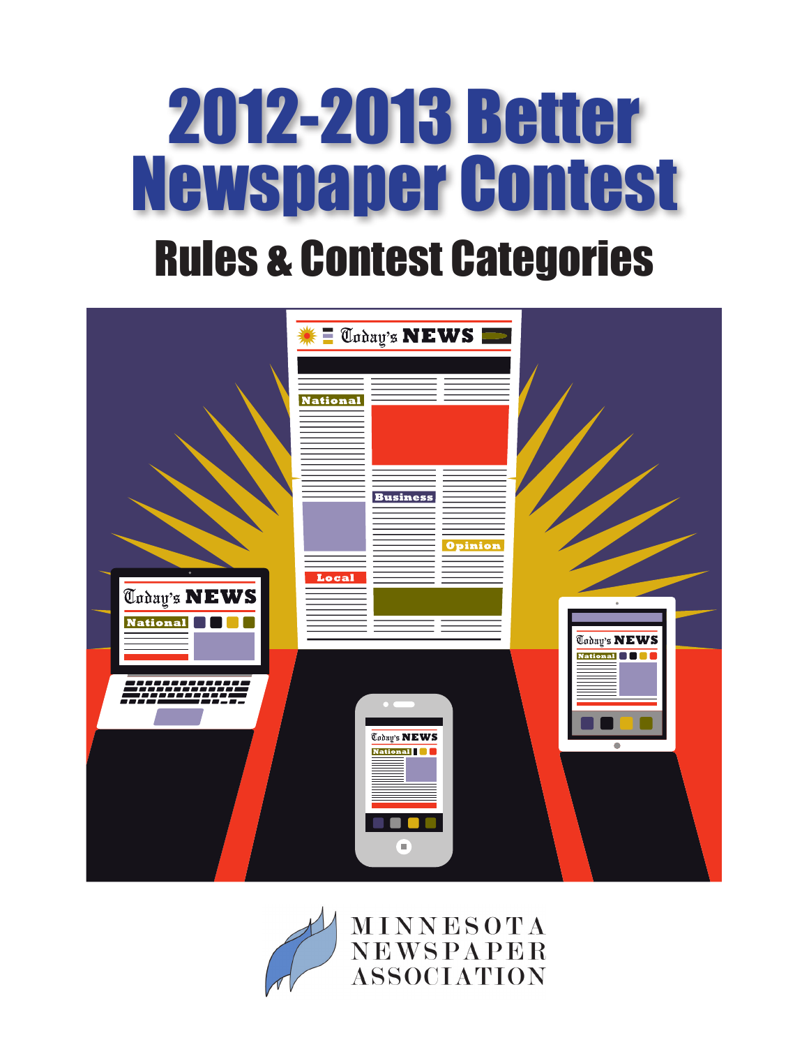# 2012-2013 Better Newspaper Contest

## Rules & Contest Categories

MINNESOTA NEWSPAPER ASSOCIATION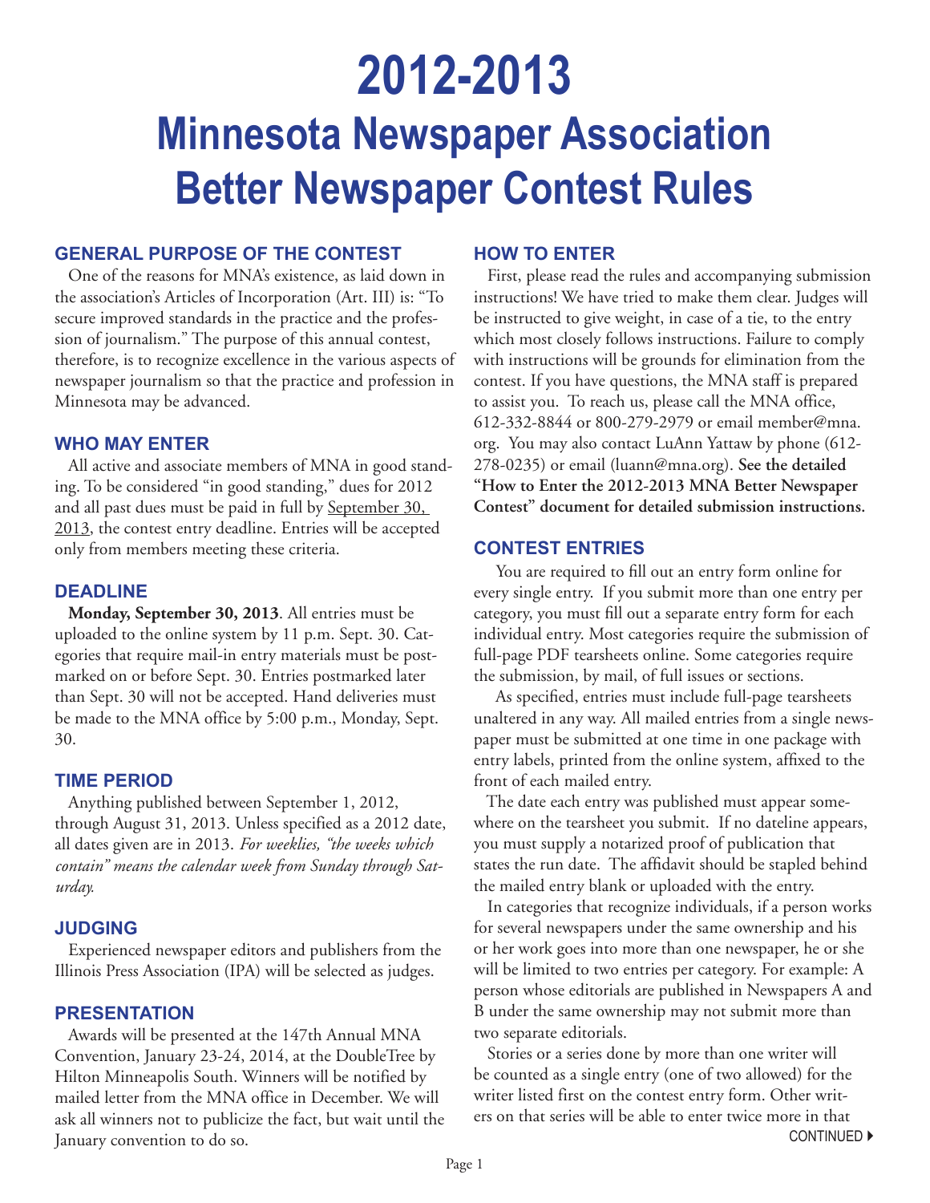# 2012-2013

# Minnesota Newspaper Association Better Newspaper Contest Rules

## GENERAL PURPOSE OF THE CONTEST

One of the reasons for MNA's existence, as laid down in the association's Articles of Incorporation (Art. III) is: "To secure improved standards in the practice and the profession of journalism." The purpose of this annual contest, therefore, is to recognize excellence in the various aspects of newspaper journalism so that the practice and profession in Minnesota may be advanced.

## WHO MAY ENTER

All active and associate members of MNA in good standing. To be considered "in good standing," dues for 2012 and all past dues must be paid in full by September 30, 2013, the contest entry deadline. Entries will be accepted only from members meeting these criteria.

## DEADLINE

**Monday, September 30, 2013**. All entries must be uploaded to the online system by 11 p.m. Sept. 30. Categories that require mail-in entry materials must be postmarked on or before Sept. 30. Entries postmarked later than Sept. 30 will not be accepted. Hand deliveries must be made to the MNA office by 5:00 p.m., Monday, Sept. 30.

## TIME PERIOD

Anything published between September 1, 2012, through August 31, 2013. Unless specified as a 2012 date, all dates given are in 2013. *For weeklies, "the weeks which contain" means the calendar week from Sunday through Saturday.*

## JUDGING

Experienced newspaper editors and publishers from the Illinois Press Association (IPA) will be selected as judges.

## PRESENTATION

Awards will be presented at the 147th Annual MNA Convention, January 23-24, 2014, at the DoubleTree by Hilton Minneapolis South. Winners will be notified by mailed letter from the MNA office in December. We will ask all winners not to publicize the fact, but wait until the January convention to do so.

## HOW TO ENTER

First, please read the rules and accompanying submission instructions! We have tried to make them clear. Judges will be instructed to give weight, in case of a tie, to the entry which most closely follows instructions. Failure to comply with instructions will be grounds for elimination from the contest. If you have questions, the MNA staff is prepared to assist you. To reach us, please call the MNA office, 612-332-8844 or 800-279-2979 or email member@mna.org. You may also contact LuAnn Yattaw by phone (612-278-0235) or email (luann@mna.org). **See the detailed "How to Enter the 2012-2013 MNA Better Newspaper Contest" document for detailed submission instructions.**

## CONTEST ENTRIES

You are required to fill out an entry form online for every single entry. If you submit more than one entry per category, you must fill out a separate entry form for each individual entry. Most categories require the submission of full-page PDF tearsheets online. Some categories require the submission, by mail, of full issues or sections.

As specified, entries must include full-page tearsheets unaltered in any way. All mailed entries from a single newspaper must be submitted at one time in one package with entry labels, printed from the online system, affixed to the front of each mailed entry.

The date each entry was published must appear somewhere on the tearsheet you submit. If no dateline appears, you must supply a notarized proof of publication that states the run date. The affidavit should be stapled behind the mailed entry blank or uploaded with the entry.

In categories that recognize individuals, if a person works for several newspapers under the same ownership and his or her work goes into more than one newspaper, he or she will be limited to two entries per category. For example: A person whose editorials are published in Newspapers A and B under the same ownership may not submit more than two separate editorials.

Stories or a series done by more than one writer will be counted as a single entry (one of two allowed) for the writer listed first on the contest entry form. Other writers on that series will be able to enter twice more in that

CONTINUED ▶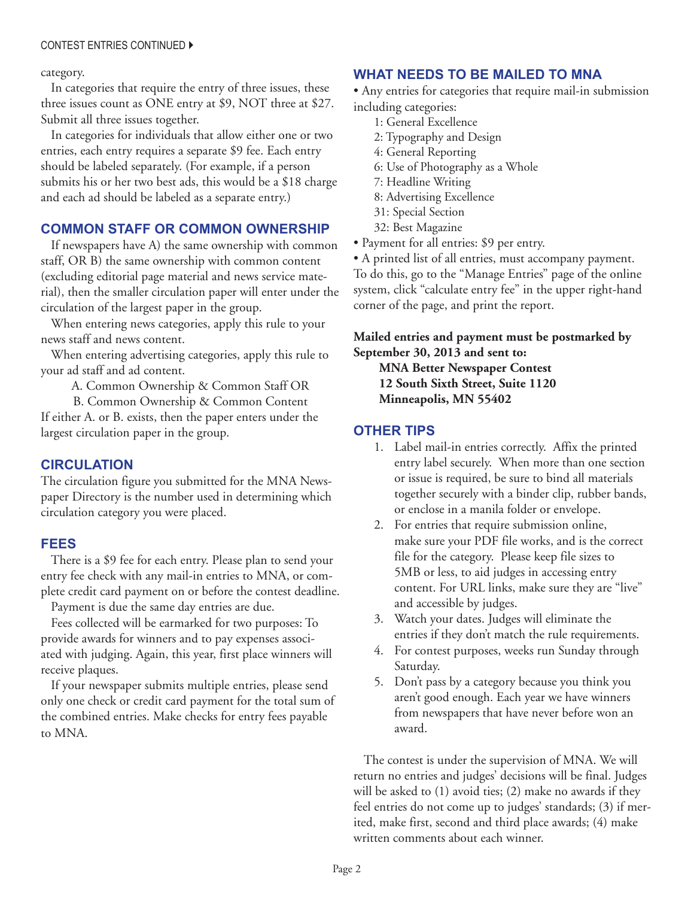category.

In categories that require the entry of three issues, these three issues count as ONE entry at $9, NOT three at $27. Submit all three issues together.

In categories for individuals that allow either one or two entries, each entry requires a separate $9 fee. Each entry should be labeled separately. (For example, if a person submits his or her two best ads, this would be a $18 charge and each ad should be labeled as a separate entry.)

## COMMON STAFF OR COMMON OWNERSHIP

If newspapers have A) the same ownership with common staff, OR B) the same ownership with common content (excluding editorial page material and news service material), then the smaller circulation paper will enter under the circulation of the largest paper in the group.

When entering news categories, apply this rule to your news staff and news content.

When entering advertising categories, apply this rule to your ad staff and ad content.

A. Common Ownership & Common Staff OR

B. Common Ownership & Common Content

If either A. or B. exists, then the paper enters under the largest circulation paper in the group.

## CIRCULATION

The circulation figure you submitted for the MNA Newspaper Directory is the number used in determining which circulation category you were placed.

## FEES

There is a $9 fee for each entry. Please plan to send your entry fee check with any mail-in entries to MNA, or complete credit card payment on or before the contest deadline.

Payment is due the same day entries are due.

Fees collected will be earmarked for two purposes: To provide awards for winners and to pay expenses associated with judging. Again, this year, first place winners will receive plaques.

If your newspaper submits multiple entries, please send only one check or credit card payment for the total sum of the combined entries. Make checks for entry fees payable to MNA.

## WHAT NEEDS TO BE MAILED TO MNA

- Any entries for categories that require mail-in submission including categories:
  - 1: General Excellence
  - 2: Typography and Design
  - 4: General Reporting
  - 6: Use of Photography as a Whole
  - 7: Headline Writing
  - 8: Advertising Excellence
  - 31: Special Section
  - 32: Best Magazine
- Payment for all entries: $9 per entry.
- A printed list of all entries, must accompany payment. To do this, go to the "Manage Entries" page of the online system, click "calculate entry fee" in the upper right-hand corner of the page, and print the report.

**Mailed entries and payment must be postmarked by September 30, 2013 and sent to:**

**MNA Better Newspaper Contest**
**12 South Sixth Street, Suite 1120**
**Minneapolis, MN 55402**

## OTHER TIPS

1. Label mail-in entries correctly. Affix the printed entry label securely. When more than one section or issue is required, be sure to bind all materials together securely with a binder clip, rubber bands, or enclose in a manila folder or envelope.
2. For entries that require submission online, make sure your PDF file works, and is the correct file for the category. Please keep file sizes to 5MB or less, to aid judges in accessing entry content. For URL links, make sure they are "live" and accessible by judges.
3. Watch your dates. Judges will eliminate the entries if they don't match the rule requirements.
4. For contest purposes, weeks run Sunday through Saturday.
5. Don't pass by a category because you think you aren't good enough. Each year we have winners from newspapers that have never before won an award.

The contest is under the supervision of MNA. We will return no entries and judges' decisions will be final. Judges will be asked to (1) avoid ties; (2) make no awards if they feel entries do not come up to judges' standards; (3) if merited, make first, second and third place awards; (4) make written comments about each winner.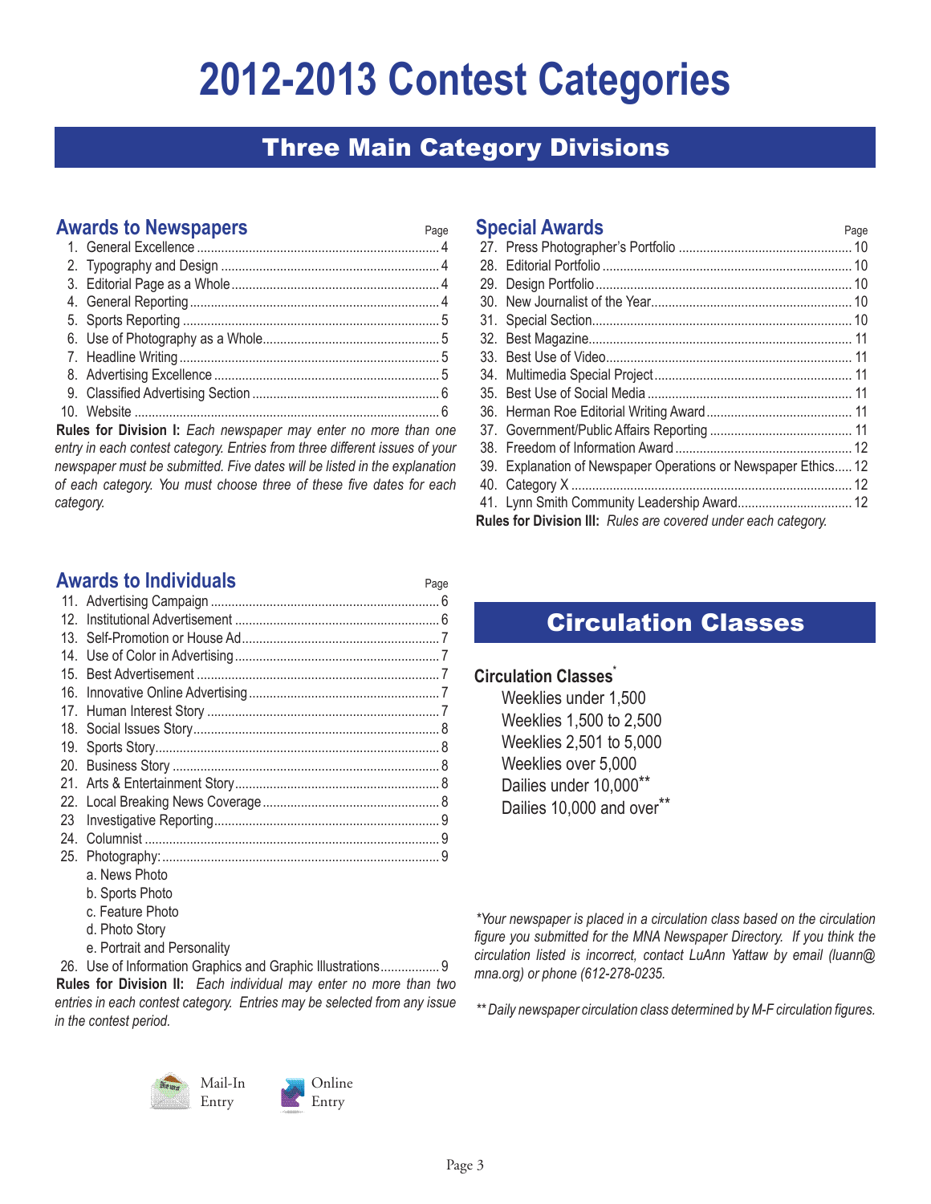# 2012-2013 Contest Categories

## Three Main Category Divisions

### Awards to Newspapers

| # | Category | Page |
|---|---|---|
| 1. | General Excellence | 4 |
| 2. | Typography and Design | 4 |
| 3. | Editorial Page as a Whole | 4 |
| 4. | General Reporting | 4 |
| 5. | Sports Reporting | 5 |
| 6. | Use of Photography as a Whole | 5 |
| 7. | Headline Writing | 5 |
| 8. | Advertising Excellence | 5 |
| 9. | Classified Advertising Section | 6 |
| 10. | Website | 6 |

**Rules for Division I:** *Each newspaper may enter no more than one entry in each contest category. Entries from three different issues of your newspaper must be submitted. Five dates will be listed in the explanation of each category. You must choose three of these five dates for each category.*

### Awards to Individuals

| # | Category | Page |
|---|---|---|
| 11. | Advertising Campaign | 6 |
| 12. | Institutional Advertisement | 6 |
| 13. | Self-Promotion or House Ad | 7 |
| 14. | Use of Color in Advertising | 7 |
| 15. | Best Advertisement | 7 |
| 16. | Innovative Online Advertising | 7 |
| 17. | Human Interest Story | 7 |
| 18. | Social Issues Story | 8 |
| 19. | Sports Story | 8 |
| 20. | Business Story | 8 |
| 21. | Arts & Entertainment Story | 8 |
| 22. | Local Breaking News Coverage | 8 |
| 23 | Investigative Reporting | 9 |
| 24. | Columnist | 9 |
| 25. | Photography: a. News Photo; b. Sports Photo; c. Feature Photo; d. Photo Story; e. Portrait and Personality | 9 |
| 26. | Use of Information Graphics and Graphic Illustrations | 9 |

**Rules for Division II:** *Each individual may enter no more than two entries in each contest category. Entries may be selected from any issue in the contest period.*

Mail-In Entry

Online Entry

### Special Awards

| # | Category | Page |
|---|---|---|
| 27. | Press Photographer's Portfolio | 10 |
| 28. | Editorial Portfolio | 10 |
| 29. | Design Portfolio | 10 |
| 30. | New Journalist of the Year | 10 |
| 31. | Special Section | 10 |
| 32. | Best Magazine | 11 |
| 33. | Best Use of Video | 11 |
| 34. | Multimedia Special Project | 11 |
| 35. | Best Use of Social Media | 11 |
| 36. | Herman Roe Editorial Writing Award | 11 |
| 37. | Government/Public Affairs Reporting | 11 |
| 38. | Freedom of Information Award | 12 |
| 39. | Explanation of Newspaper Operations or Newspaper Ethics | 12 |
| 40. | Category X | 12 |
| 41. | Lynn Smith Community Leadership Award | 12 |

**Rules for Division III:** *Rules are covered under each category.*

## Circulation Classes

### Circulation Classes*

- Weeklies under 1,500
- Weeklies 1,500 to 2,500
- Weeklies 2,501 to 5,000
- Weeklies over 5,000
- Dailies under 10,000**
- Dailies 10,000 and over**

*\*Your newspaper is placed in a circulation class based on the circulation figure you submitted for the MNA Newspaper Directory. If you think the circulation listed is incorrect, contact LuAnn Yattaw by email (luann@mna.org) or phone (612-278-0235.*

*\*\* Daily newspaper circulation class determined by M-F circulation figures.*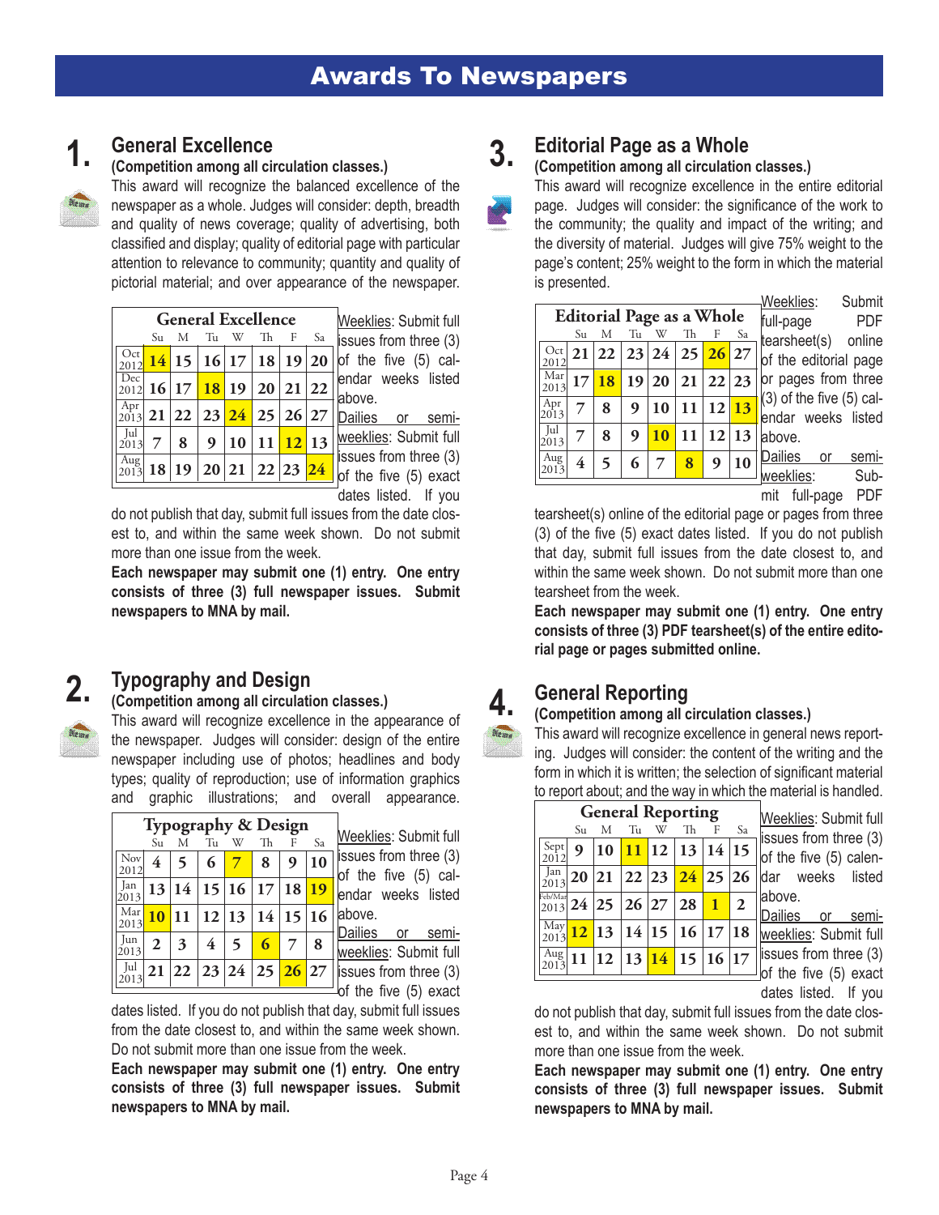# Awards To Newspapers

## 1. General Excellence

**(Competition among all circulation classes.)**

This award will recognize the balanced excellence of the newspaper as a whole. Judges will consider: depth, breadth and quality of news coverage; quality of advertising, both classified and display; quality of editorial page with particular attention to relevance to community; quantity and quality of pictorial material; and over appearance of the newspaper.

**General Excellence**

| | Su | M | Tu | W | Th | F | Sa |
|---|---|---|---|---|---|---|---|
| Oct 2012 | **14** | 15 | 16 | 17 | 18 | 19 | 20 |
| Dec 2012 | 16 | 17 | **18** | 19 | 20 | 21 | 22 |
| Apr 2013 | 21 | 22 | 23 | **24** | 25 | 26 | 27 |
| Jul 2013 | 7 | 8 | 9 | 10 | 11 | **12** | 13 |
| Aug 2013 | 18 | 19 | 20 | 21 | 22 | 23 | **24** |

Weeklies: Submit full issues from three (3) of the five (5) calendar weeks listed above.

Dailies or semi-weeklies: Submit full issues from three (3) of the five (5) exact dates listed. If you do not publish that day, submit full issues from the date closest to, and within the same week shown. Do not submit more than one issue from the week.

**Each newspaper may submit one (1) entry. One entry consists of three (3) full newspaper issues. Submit newspapers to MNA by mail.**

## 2. Typography and Design

**(Competition among all circulation classes.)**

This award will recognize excellence in the appearance of the newspaper. Judges will consider: design of the entire newspaper including use of photos; headlines and body types; quality of reproduction; use of information graphics and graphic illustrations; and overall appearance.

**Typography & Design**

| | Su | M | Tu | W | Th | F | Sa |
|---|---|---|---|---|---|---|---|
| Nov 2012 | 4 | 5 | 6 | **7** | 8 | 9 | 10 |
| Jan 2013 | 13 | 14 | 15 | 16 | 17 | 18 | **19** |
| Mar 2013 | **10** | 11 | 12 | 13 | 14 | 15 | 16 |
| Jun 2013 | 2 | 3 | 4 | 5 | **6** | 7 | 8 |
| Jul 2013 | 21 | 22 | 23 | 24 | 25 | **26** | 27 |

Weeklies: Submit full issues from three (3) of the five (5) calendar weeks listed above.

Dailies or semi-weeklies: Submit full issues from three (3) of the five (5) exact dates listed. If you do not publish that day, submit full issues from the date closest to, and within the same week shown. Do not submit more than one issue from the week.

**Each newspaper may submit one (1) entry. One entry consists of three (3) full newspaper issues. Submit newspapers to MNA by mail.**

## 3. Editorial Page as a Whole

**(Competition among all circulation classes.)**

This award will recognize excellence in the entire editorial page. Judges will consider: the significance of the work to the community; the quality and impact of the writing; and the diversity of material. Judges will give 75% weight to the page's content; 25% weight to the form in which the material is presented.

**Editorial Page as a Whole**

| | Su | M | Tu | W | Th | F | Sa |
|---|---|---|---|---|---|---|---|
| Oct 2012 | 21 | 22 | 23 | 24 | 25 | **26** | 27 |
| Mar 2013 | 17 | **18** | 19 | 20 | 21 | 22 | 23 |
| Apr 2013 | 7 | 8 | 9 | 10 | 11 | 12 | **13** |
| Jul 2013 | 7 | 8 | 9 | **10** | 11 | 12 | 13 |
| Aug 2013 | 4 | 5 | 6 | 7 | **8** | 9 | 10 |

Weeklies: Submit full-page PDF tearsheet(s) online of the editorial page or pages from three (3) of the five (5) calendar weeks listed above.

Dailies or semi-weeklies: Submit full-page PDF tearsheet(s) online of the editorial page or pages from three (3) of the five (5) exact dates listed. If you do not publish that day, submit full issues from the date closest to, and within the same week shown. Do not submit more than one tearsheet from the week.

**Each newspaper may submit one (1) entry. One entry consists of three (3) PDF tearsheet(s) of the entire editorial page or pages submitted online.**

## 4. General Reporting

**(Competition among all circulation classes.)**

This award will recognize excellence in general news reporting. Judges will consider: the content of the writing and the form in which it is written; the selection of significant material to report about; and the way in which the material is handled.

**General Reporting**

| | Su | M | Tu | W | Th | F | Sa |
|---|---|---|---|---|---|---|---|
| Sept 2012 | 9 | 10 | **11** | 12 | 13 | 14 | 15 |
| Jan 2013 | 20 | 21 | 22 | 23 | **24** | 25 | 26 |
| Feb/Mar 2013 | 24 | 25 | 26 | 27 | 28 | **1** | 2 |
| May 2013 | **12** | 13 | 14 | 15 | 16 | 17 | 18 |
| Aug 2013 | 11 | 12 | 13 | **14** | 15 | 16 | 17 |

Weeklies: Submit full issues from three (3) of the five (5) calendar weeks listed above.

Dailies or semi-weeklies: Submit full issues from three (3) of the five (5) exact dates listed. If you do not publish that day, submit full issues from the date closest to, and within the same week shown. Do not submit more than one issue from the week.

**Each newspaper may submit one (1) entry. One entry consists of three (3) full newspaper issues. Submit newspapers to MNA by mail.**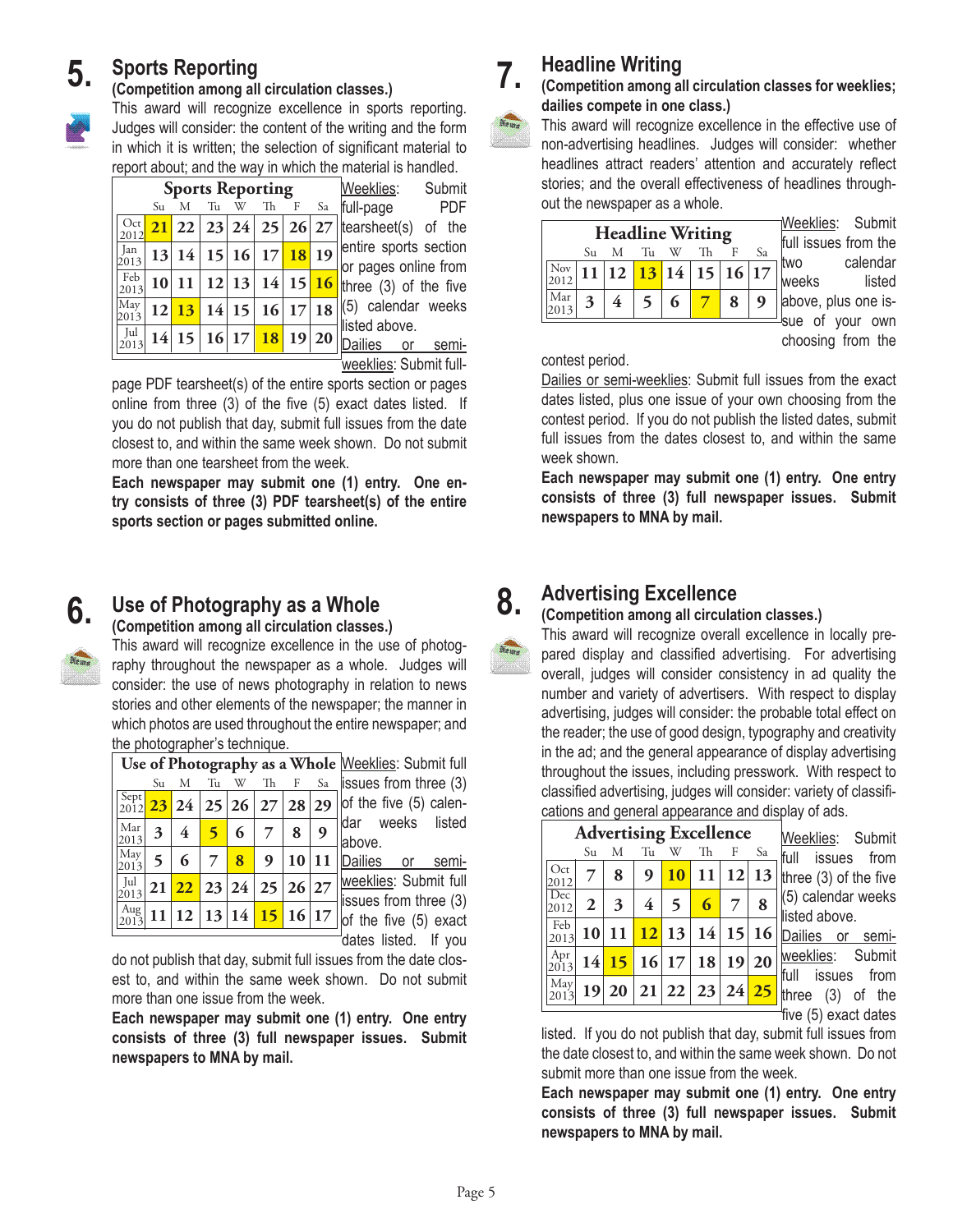## 5. Sports Reporting

**(Competition among all circulation classes.)**

This award will recognize excellence in sports reporting. Judges will consider: the content of the writing and the form in which it is written; the selection of significant material to report about; and the way in which the material is handled.

**Sports Reporting**

| | Su | M | Tu | W | Th | F | Sa |
|---|---|---|---|---|---|---|---|
| Oct 2012 | **21** | 22 | 23 | 24 | 25 | 26 | 27 |
| Jan 2013 | 13 | 14 | 15 | 16 | 17 | **18** | 19 |
| Feb 2013 | 10 | 11 | 12 | 13 | 14 | 15 | **16** |
| May 2013 | 12 | **13** | 14 | 15 | 16 | 17 | 18 |
| Jul 2013 | 14 | 15 | 16 | 17 | **18** | 19 | 20 |

Weeklies: Submit full-page PDF tearsheet(s) of the entire sports section or pages online from three (3) of the five (5) calendar weeks listed above.

Dailies or semi-weeklies: Submit full-page PDF tearsheet(s) of the entire sports section or pages online from three (3) of the five (5) exact dates listed. If you do not publish that day, submit full issues from the date closest to, and within the same week shown. Do not submit more than one tearsheet from the week.

**Each newspaper may submit one (1) entry. One entry consists of three (3) PDF tearsheet(s) of the entire sports section or pages submitted online.**

## 6. Use of Photography as a Whole

**(Competition among all circulation classes.)**

This award will recognize excellence in the use of photography throughout the newspaper as a whole. Judges will consider: the use of news photography in relation to news stories and other elements of the newspaper; the manner in which photos are used throughout the entire newspaper; and the photographer's technique.

**Use of Photography as a Whole**

| | Su | M | Tu | W | Th | F | Sa |
|---|---|---|---|---|---|---|---|
| Sept 2012 | **23** | 24 | 25 | 26 | 27 | 28 | 29 |
| Mar 2013 | 3 | 4 | **5** | 6 | 7 | 8 | 9 |
| May 2013 | 5 | 6 | 7 | **8** | 9 | 10 | 11 |
| Jul 2013 | 21 | **22** | 23 | 24 | 25 | 26 | 27 |
| Aug 2013 | 11 | 12 | 13 | 14 | **15** | 16 | 17 |

Weeklies: Submit full issues from three (3) of the five (5) calendar weeks listed above.

Dailies or semi-weeklies: Submit full issues from three (3) of the five (5) exact dates listed. If you do not publish that day, submit full issues from the date closest to, and within the same week shown. Do not submit more than one issue from the week.

**Each newspaper may submit one (1) entry. One entry consists of three (3) full newspaper issues. Submit newspapers to MNA by mail.**

## 7. Headline Writing

**(Competition among all circulation classes for weeklies; dailies compete in one class.)**

This award will recognize excellence in the effective use of non-advertising headlines. Judges will consider: whether headlines attract readers' attention and accurately reflect stories; and the overall effectiveness of headlines throughout the newspaper as a whole.

**Headline Writing**

| | Su | M | Tu | W | Th | F | Sa |
|---|---|---|---|---|---|---|---|
| Nov 2012 | 11 | 12 | **13** | 14 | 15 | 16 | 17 |
| Mar 2013 | 3 | 4 | 5 | 6 | **7** | 8 | 9 |

Weeklies: Submit full issues from the two calendar weeks listed above, plus one issue of your own choosing from the contest period.

Dailies or semi-weeklies: Submit full issues from the exact dates listed, plus one issue of your own choosing from the contest period. If you do not publish the listed dates, submit full issues from the dates closest to, and within the same week shown.

**Each newspaper may submit one (1) entry. One entry consists of three (3) full newspaper issues. Submit newspapers to MNA by mail.**

## 8. Advertising Excellence

**(Competition among all circulation classes.)**

This award will recognize overall excellence in locally prepared display and classified advertising. For advertising overall, judges will consider consistency in ad quality the number and variety of advertisers. With respect to display advertising, judges will consider: the probable total effect on the reader; the use of good design, typography and creativity in the ad; and the general appearance of display advertising throughout the issues, including presswork. With respect to classified advertising, judges will consider: variety of classifications and general appearance and display of ads.

**Advertising Excellence**

| | Su | M | Tu | W | Th | F | Sa |
|---|---|---|---|---|---|---|---|
| Oct 2012 | 7 | 8 | 9 | **10** | 11 | 12 | 13 |
| Dec 2012 | 2 | 3 | 4 | 5 | **6** | 7 | 8 |
| Feb 2013 | 10 | 11 | **12** | 13 | 14 | 15 | 16 |
| Apr 2013 | 14 | **15** | 16 | 17 | 18 | 19 | 20 |
| May 2013 | 19 | 20 | 21 | 22 | 23 | 24 | **25** |

Weeklies: Submit full issues from three (3) of the five (5) calendar weeks listed above.

Dailies or semi-weeklies: Submit full issues from three (3) of the five (5) exact dates listed. If you do not publish that day, submit full issues from the date closest to, and within the same week shown. Do not submit more than one issue from the week.

**Each newspaper may submit one (1) entry. One entry consists of three (3) full newspaper issues. Submit newspapers to MNA by mail.**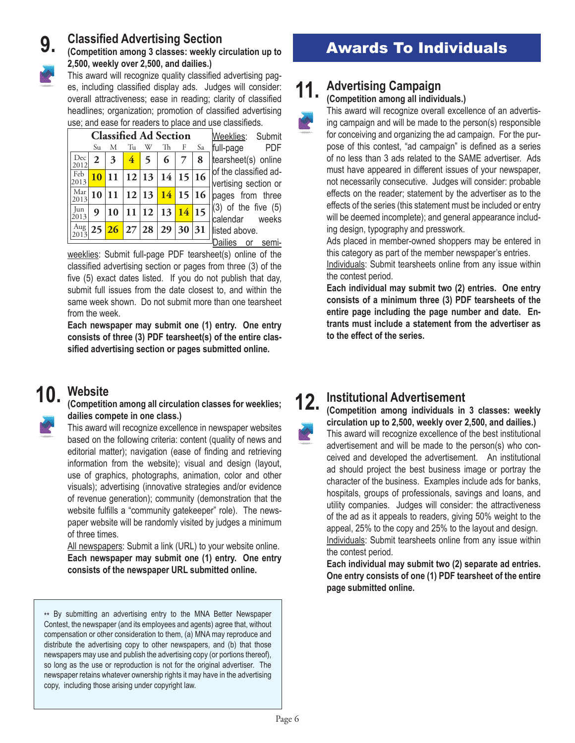## 9. Classified Advertising Section

**(Competition among 3 classes: weekly circulation up to 2,500, weekly over 2,500, and dailies.)**

This award will recognize quality classified advertising pages, including classified display ads. Judges will consider: overall attractiveness; ease in reading; clarity of classified headlines; organization; promotion of classified advertising use; and ease for readers to place and use classifieds.

**Classified Ad Section**

| | Su | M | Tu | W | Th | F | Sa |
|---|---|---|---|---|---|---|---|
| Dec 2012 | 2 | 3 | **4** | 5 | 6 | 7 | 8 |
| Feb 2013 | **10** | 11 | 12 | 13 | 14 | 15 | 16 |
| Mar 2013 | 10 | 11 | 12 | 13 | **14** | 15 | 16 |
| Jun 2013 | 9 | 10 | 11 | 12 | 13 | **14** | 15 |
| Aug 2013 | 25 | **26** | 27 | 28 | 29 | 30 | 31 |

Weeklies: Submit full-page PDF tearsheet(s) online of the classified advertising section or pages from three (3) of the five (5) calendar weeks listed above.

Dailies or semi-weeklies: Submit full-page PDF tearsheet(s) online of the classified advertising section or pages from three (3) of the five (5) exact dates listed. If you do not publish that day, submit full issues from the date closest to, and within the same week shown. Do not submit more than one tearsheet from the week.

**Each newspaper may submit one (1) entry. One entry consists of three (3) PDF tearsheet(s) of the entire classified advertising section or pages submitted online.**

## 10. Website

**(Competition among all circulation classes for weeklies; dailies compete in one class.)**

This award will recognize excellence in newspaper websites based on the following criteria: content (quality of news and editorial matter); navigation (ease of finding and retrieving information from the website); visual and design (layout, use of graphics, photographs, animation, color and other visuals); advertising (innovative strategies and/or evidence of revenue generation); community (demonstration that the website fulfills a "community gatekeeper" role). The newspaper website will be randomly visited by judges a minimum of three times.

All newspapers: Submit a link (URL) to your website online.

**Each newspaper may submit one (1) entry. One entry consists of the newspaper URL submitted online.**

** By submitting an advertising entry to the MNA Better Newspaper Contest, the newspaper (and its employees and agents) agree that, without compensation or other consideration to them, (a) MNA may reproduce and distribute the advertising copy to other newspapers, and (b) that those newspapers may use and publish the advertising copy (or portions thereof), so long as the use or reproduction is not for the original advertiser. The newspaper retains whatever ownership rights it may have in the advertising copy, including those arising under copyright law.

# Awards To Individuals

## 11. Advertising Campaign

**(Competition among all individuals.)**

This award will recognize overall excellence of an advertising campaign and will be made to the person(s) responsible for conceiving and organizing the ad campaign. For the purpose of this contest, "ad campaign" is defined as a series of no less than 3 ads related to the SAME advertiser. Ads must have appeared in different issues of your newspaper, not necessarily consecutive. Judges will consider: probable effects on the reader; statement by the advertiser as to the effects of the series (this statement must be included or entry will be deemed incomplete); and general appearance including design, typography and presswork.

Ads placed in member-owned shoppers may be entered in this category as part of the member newspaper's entries.

Individuals: Submit tearsheets online from any issue within the contest period.

**Each individual may submit two (2) entries. One entry consists of a minimum three (3) PDF tearsheets of the entire page including the page number and date. Entrants must include a statement from the advertiser as to the effect of the series.**

## 12. Institutional Advertisement

**(Competition among individuals in 3 classes: weekly circulation up to 2,500, weekly over 2,500, and dailies.)**

This award will recognize excellence of the best institutional advertisement and will be made to the person(s) who conceived and developed the advertisement. An institutional ad should project the best business image or portray the character of the business. Examples include ads for banks, hospitals, groups of professionals, savings and loans, and utility companies. Judges will consider: the attractiveness of the ad as it appeals to readers, giving 50% weight to the appeal, 25% to the copy and 25% to the layout and design.

Individuals: Submit tearsheets online from any issue within the contest period.

**Each individual may submit two (2) separate ad entries. One entry consists of one (1) PDF tearsheet of the entire page submitted online.**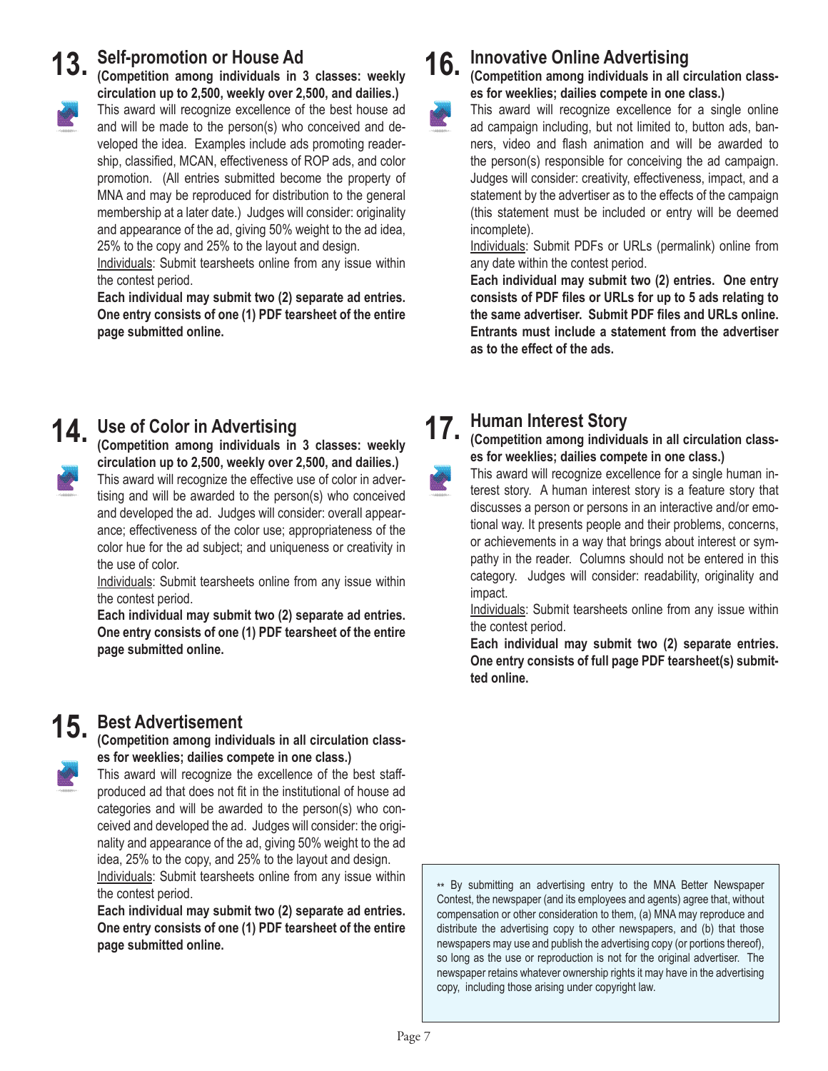## 13. Self-promotion or House Ad

**(Competition among individuals in 3 classes: weekly circulation up to 2,500, weekly over 2,500, and dailies.)**

This award will recognize excellence of the best house ad and will be made to the person(s) who conceived and developed the idea. Examples include ads promoting readership, classified, MCAN, effectiveness of ROP ads, and color promotion. (All entries submitted become the property of MNA and may be reproduced for distribution to the general membership at a later date.) Judges will consider: originality and appearance of the ad, giving 50% weight to the ad idea, 25% to the copy and 25% to the layout and design.

Individuals: Submit tearsheets online from any issue within the contest period.

**Each individual may submit two (2) separate ad entries. One entry consists of one (1) PDF tearsheet of the entire page submitted online.**

## 14. Use of Color in Advertising

**(Competition among individuals in 3 classes: weekly circulation up to 2,500, weekly over 2,500, and dailies.)**

This award will recognize the effective use of color in advertising and will be awarded to the person(s) who conceived and developed the ad. Judges will consider: overall appearance; effectiveness of the color use; appropriateness of the color hue for the ad subject; and uniqueness or creativity in the use of color.

Individuals: Submit tearsheets online from any issue within the contest period.

**Each individual may submit two (2) separate ad entries. One entry consists of one (1) PDF tearsheet of the entire page submitted online.**

## 15. Best Advertisement

**(Competition among individuals in all circulation classes for weeklies; dailies compete in one class.)**

This award will recognize the excellence of the best staff-produced ad that does not fit in the institutional of house ad categories and will be awarded to the person(s) who conceived and developed the ad. Judges will consider: the originality and appearance of the ad, giving 50% weight to the ad idea, 25% to the copy, and 25% to the layout and design.

Individuals: Submit tearsheets online from any issue within the contest period.

**Each individual may submit two (2) separate ad entries. One entry consists of one (1) PDF tearsheet of the entire page submitted online.**

## 16. Innovative Online Advertising

**(Competition among individuals in all circulation classes for weeklies; dailies compete in one class.)**

This award will recognize excellence for a single online ad campaign including, but not limited to, button ads, banners, video and flash animation and will be awarded to the person(s) responsible for conceiving the ad campaign. Judges will consider: creativity, effectiveness, impact, and a statement by the advertiser as to the effects of the campaign (this statement must be included or entry will be deemed incomplete).

Individuals: Submit PDFs or URLs (permalink) online from any date within the contest period.

**Each individual may submit two (2) entries. One entry consists of PDF files or URLs for up to 5 ads relating to the same advertiser. Submit PDF files and URLs online. Entrants must include a statement from the advertiser as to the effect of the ads.**

## 17. Human Interest Story

**(Competition among individuals in all circulation classes for weeklies; dailies compete in one class.)**

This award will recognize excellence for a single human interest story. A human interest story is a feature story that discusses a person or persons in an interactive and/or emotional way. It presents people and their problems, concerns, or achievements in a way that brings about interest or sympathy in the reader. Columns should not be entered in this category. Judges will consider: readability, originality and impact.

Individuals: Submit tearsheets online from any issue within the contest period.

**Each individual may submit two (2) separate entries. One entry consists of full page PDF tearsheet(s) submitted online.**

** By submitting an advertising entry to the MNA Better Newspaper Contest, the newspaper (and its employees and agents) agree that, without compensation or other consideration to them, (a) MNA may reproduce and distribute the advertising copy to other newspapers, and (b) that those newspapers may use and publish the advertising copy (or portions thereof), so long as the use or reproduction is not for the original advertiser. The newspaper retains whatever ownership rights it may have in the advertising copy, including those arising under copyright law.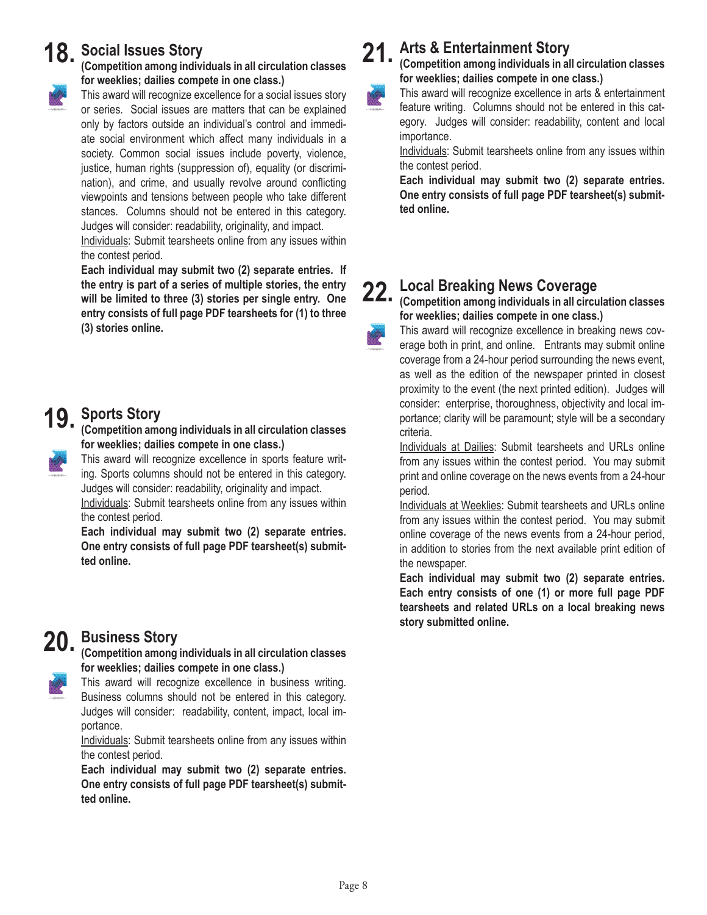## 18. Social Issues Story

**(Competition among individuals in all circulation classes for weeklies; dailies compete in one class.)**

This award will recognize excellence for a social issues story or series. Social issues are matters that can be explained only by factors outside an individual's control and immediate social environment which affect many individuals in a society. Common social issues include poverty, violence, justice, human rights (suppression of), equality (or discrimination), and crime, and usually revolve around conflicting viewpoints and tensions between people who take different stances. Columns should not be entered in this category. Judges will consider: readability, originality, and impact.

Individuals: Submit tearsheets online from any issues within the contest period.

**Each individual may submit two (2) separate entries. If the entry is part of a series of multiple stories, the entry will be limited to three (3) stories per single entry. One entry consists of full page PDF tearsheets for (1) to three (3) stories online.**

## 19. Sports Story

**(Competition among individuals in all circulation classes for weeklies; dailies compete in one class.)**

This award will recognize excellence in sports feature writing. Sports columns should not be entered in this category. Judges will consider: readability, originality and impact.

Individuals: Submit tearsheets online from any issues within the contest period.

**Each individual may submit two (2) separate entries. One entry consists of full page PDF tearsheet(s) submitted online.**

## 20. Business Story

**(Competition among individuals in all circulation classes for weeklies; dailies compete in one class.)**

This award will recognize excellence in business writing. Business columns should not be entered in this category. Judges will consider: readability, content, impact, local importance.

Individuals: Submit tearsheets online from any issues within the contest period.

**Each individual may submit two (2) separate entries. One entry consists of full page PDF tearsheet(s) submitted online.**

## 21. Arts & Entertainment Story

**(Competition among individuals in all circulation classes for weeklies; dailies compete in one class.)**

This award will recognize excellence in arts & entertainment feature writing. Columns should not be entered in this category. Judges will consider: readability, content and local importance.

Individuals: Submit tearsheets online from any issues within the contest period.

**Each individual may submit two (2) separate entries. One entry consists of full page PDF tearsheet(s) submitted online.**

## 22. Local Breaking News Coverage

**(Competition among individuals in all circulation classes for weeklies; dailies compete in one class.)**

This award will recognize excellence in breaking news coverage both in print, and online. Entrants may submit online coverage from a 24-hour period surrounding the news event, as well as the edition of the newspaper printed in closest proximity to the event (the next printed edition). Judges will consider: enterprise, thoroughness, objectivity and local importance; clarity will be paramount; style will be a secondary criteria.

Individuals at Dailies: Submit tearsheets and URLs online from any issues within the contest period. You may submit print and online coverage on the news events from a 24-hour period.

Individuals at Weeklies: Submit tearsheets and URLs online from any issues within the contest period. You may submit online coverage of the news events from a 24-hour period, in addition to stories from the next available print edition of the newspaper.

**Each individual may submit two (2) separate entries. Each entry consists of one (1) or more full page PDF tearsheets and related URLs on a local breaking news story submitted online.**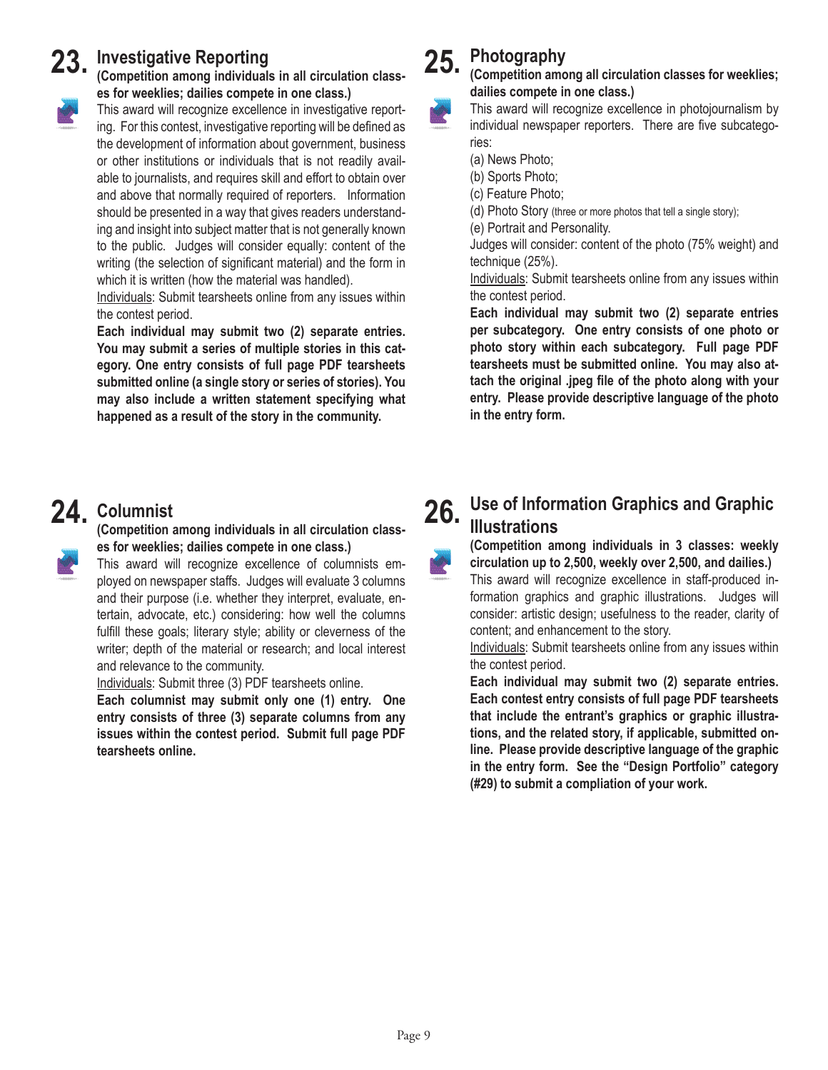## 23. Investigative Reporting

**(Competition among individuals in all circulation classes for weeklies; dailies compete in one class.)**

This award will recognize excellence in investigative reporting. For this contest, investigative reporting will be defined as the development of information about government, business or other institutions or individuals that is not readily available to journalists, and requires skill and effort to obtain over and above that normally required of reporters. Information should be presented in a way that gives readers understanding and insight into subject matter that is not generally known to the public. Judges will consider equally: content of the writing (the selection of significant material) and the form in which it is written (how the material was handled).

Individuals: Submit tearsheets online from any issues within the contest period.

**Each individual may submit two (2) separate entries. You may submit a series of multiple stories in this category. One entry consists of full page PDF tearsheets submitted online (a single story or series of stories). You may also include a written statement specifying what happened as a result of the story in the community.**

## 24. Columnist

**(Competition among individuals in all circulation classes for weeklies; dailies compete in one class.)**

This award will recognize excellence of columnists employed on newspaper staffs. Judges will evaluate 3 columns and their purpose (i.e. whether they interpret, evaluate, entertain, advocate, etc.) considering: how well the columns fulfill these goals; literary style; ability or cleverness of the writer; depth of the material or research; and local interest and relevance to the community.

Individuals: Submit three (3) PDF tearsheets online.

**Each columnist may submit only one (1) entry. One entry consists of three (3) separate columns from any issues within the contest period. Submit full page PDF tearsheets online.**

## 25. Photography

**(Competition among all circulation classes for weeklies; dailies compete in one class.)**

This award will recognize excellence in photojournalism by individual newspaper reporters. There are five subcategories:

(a) News Photo;
(b) Sports Photo;
(c) Feature Photo;
(d) Photo Story (three or more photos that tell a single story);
(e) Portrait and Personality.

Judges will consider: content of the photo (75% weight) and technique (25%).

Individuals: Submit tearsheets online from any issues within the contest period.

**Each individual may submit two (2) separate entries per subcategory. One entry consists of one photo or photo story within each subcategory. Full page PDF tearsheets must be submitted online. You may also attach the original .jpeg file of the photo along with your entry. Please provide descriptive language of the photo in the entry form.**

## 26. Use of Information Graphics and Graphic Illustrations

**(Competition among individuals in 3 classes: weekly circulation up to 2,500, weekly over 2,500, and dailies.)**

This award will recognize excellence in staff-produced information graphics and graphic illustrations. Judges will consider: artistic design; usefulness to the reader, clarity of content; and enhancement to the story.

Individuals: Submit tearsheets online from any issues within the contest period.

**Each individual may submit two (2) separate entries. Each contest entry consists of full page PDF tearsheets that include the entrant's graphics or graphic illustrations, and the related story, if applicable, submitted online. Please provide descriptive language of the graphic in the entry form. See the "Design Portfolio" category (#29) to submit a compliation of your work.**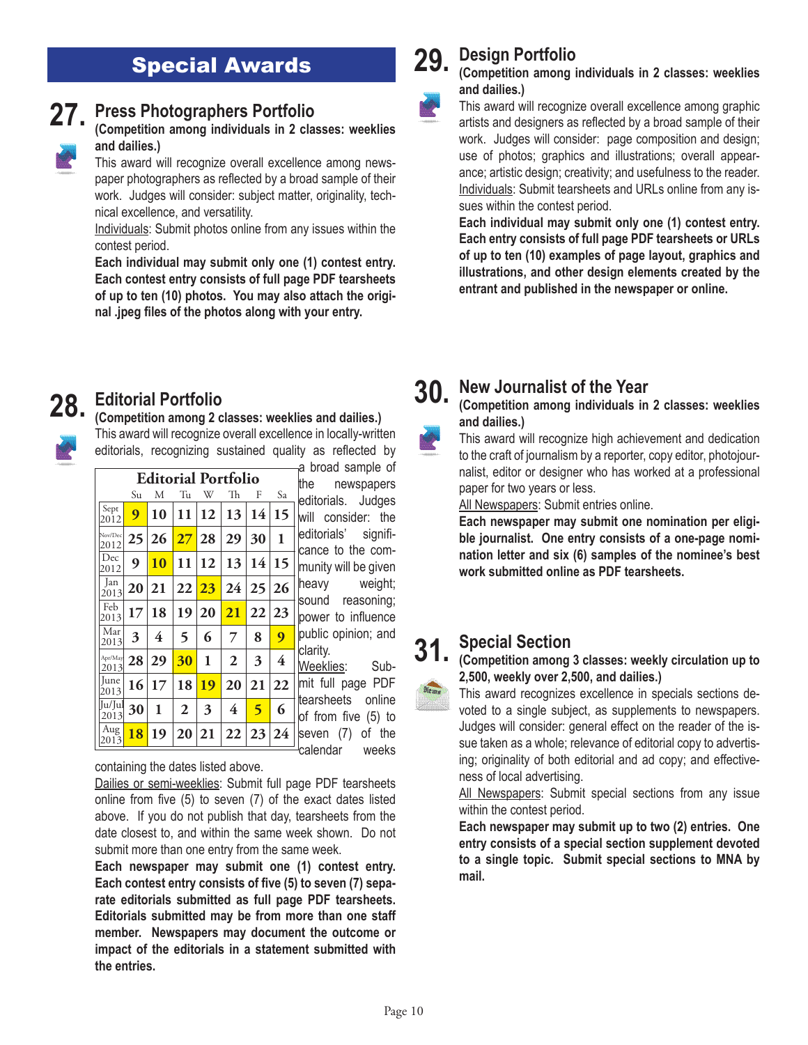# Special Awards

## 27. Press Photographers Portfolio

**(Competition among individuals in 2 classes: weeklies and dailies.)**

This award will recognize overall excellence among newspaper photographers as reflected by a broad sample of their work. Judges will consider: subject matter, originality, technical excellence, and versatility.

Individuals: Submit photos online from any issues within the contest period.

**Each individual may submit only one (1) contest entry. Each contest entry consists of full page PDF tearsheets of up to ten (10) photos. You may also attach the original .jpeg files of the photos along with your entry.**

## 28. Editorial Portfolio

**(Competition among 2 classes: weeklies and dailies.)**

This award will recognize overall excellence in locally-written editorials, recognizing sustained quality as reflected by a broad sample of the newspapers editorials. Judges will consider: the editorials' significance to the community will be given heavy weight; sound reasoning; power to influence public opinion; and clarity.

Weeklies: Submit full page PDF tearsheets online of from five (5) to seven (7) of the calendar weeks containing the dates listed above.

**Editorial Portfolio**

| | Su | M | Tu | W | Th | F | Sa |
|---|---|---|---|---|---|---|---|
| Sept 2012 | **9** | 10 | 11 | 12 | 13 | 14 | 15 |
| Nov/Dec 2012 | 25 | 26 | **27** | 28 | 29 | 30 | 1 |
| Dec 2012 | 9 | **10** | 11 | 12 | 13 | 14 | 15 |
| Jan 2013 | 20 | 21 | 22 | **23** | 24 | 25 | 26 |
| Feb 2013 | 17 | 18 | 19 | 20 | **21** | 22 | 23 |
| Mar 2013 | 3 | 4 | 5 | 6 | 7 | 8 | **9** |
| Apr/May 2013 | 28 | 29 | **30** | 1 | 2 | 3 | 4 |
| June 2013 | 16 | 17 | 18 | **19** | 20 | 21 | 22 |
| Ju/Jul 2013 | 30 | 1 | 2 | 3 | 4 | **5** | 6 |
| Aug 2013 | **18** | 19 | 20 | 21 | 22 | 23 | 24 |

Dailies or semi-weeklies: Submit full page PDF tearsheets online from five (5) to seven (7) of the exact dates listed above. If you do not publish that day, tearsheets from the date closest to, and within the same week shown. Do not submit more than one entry from the same week.

**Each newspaper may submit one (1) contest entry. Each contest entry consists of five (5) to seven (7) separate editorials submitted as full page PDF tearsheets. Editorials submitted may be from more than one staff member. Newspapers may document the outcome or impact of the editorials in a statement submitted with the entries.**

## 29. Design Portfolio

**(Competition among individuals in 2 classes: weeklies and dailies.)**

This award will recognize overall excellence among graphic artists and designers as reflected by a broad sample of their work. Judges will consider: page composition and design; use of photos; graphics and illustrations; overall appearance; artistic design; creativity; and usefulness to the reader.

Individuals: Submit tearsheets and URLs online from any issues within the contest period.

**Each individual may submit only one (1) contest entry. Each entry consists of full page PDF tearsheets or URLs of up to ten (10) examples of page layout, graphics and illustrations, and other design elements created by the entrant and published in the newspaper or online.**

## 30. New Journalist of the Year

**(Competition among individuals in 2 classes: weeklies and dailies.)**

This award will recognize high achievement and dedication to the craft of journalism by a reporter, copy editor, photojournalist, editor or designer who has worked at a professional paper for two years or less.

All Newspapers: Submit entries online.

**Each newspaper may submit one nomination per eligible journalist. One entry consists of a one-page nomination letter and six (6) samples of the nominee's best work submitted online as PDF tearsheets.**

## 31. Special Section

**(Competition among 3 classes: weekly circulation up to 2,500, weekly over 2,500, and dailies.)**

This award recognizes excellence in specials sections devoted to a single subject, as supplements to newspapers. Judges will consider: general effect on the reader of the issue taken as a whole; relevance of editorial copy to advertising; originality of both editorial and ad copy; and effectiveness of local advertising.

All Newspapers: Submit special sections from any issue within the contest period.

**Each newspaper may submit up to two (2) entries. One entry consists of a special section supplement devoted to a single topic. Submit special sections to MNA by mail.**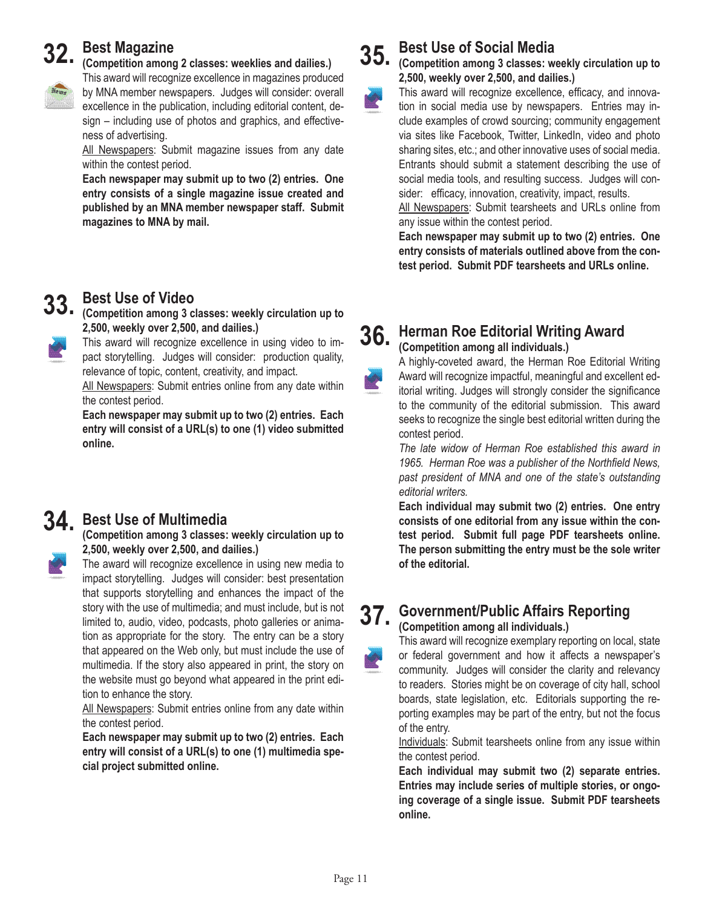## 32. Best Magazine

**(Competition among 2 classes: weeklies and dailies.)**

This award will recognize excellence in magazines produced by MNA member newspapers. Judges will consider: overall excellence in the publication, including editorial content, design – including use of photos and graphics, and effectiveness of advertising.

All Newspapers: Submit magazine issues from any date within the contest period.

**Each newspaper may submit up to two (2) entries. One entry consists of a single magazine issue created and published by an MNA member newspaper staff. Submit magazines to MNA by mail.**

## 33. Best Use of Video

**(Competition among 3 classes: weekly circulation up to 2,500, weekly over 2,500, and dailies.)**

This award will recognize excellence in using video to impact storytelling. Judges will consider: production quality, relevance of topic, content, creativity, and impact.

All Newspapers: Submit entries online from any date within the contest period.

**Each newspaper may submit up to two (2) entries. Each entry will consist of a URL(s) to one (1) video submitted online.**

## 34. Best Use of Multimedia

**(Competition among 3 classes: weekly circulation up to 2,500, weekly over 2,500, and dailies.)**

The award will recognize excellence in using new media to impact storytelling. Judges will consider: best presentation that supports storytelling and enhances the impact of the story with the use of multimedia; and must include, but is not limited to, audio, video, podcasts, photo galleries or animation as appropriate for the story. The entry can be a story that appeared on the Web only, but must include the use of multimedia. If the story also appeared in print, the story on the website must go beyond what appeared in the print edition to enhance the story.

All Newspapers: Submit entries online from any date within the contest period.

**Each newspaper may submit up to two (2) entries. Each entry will consist of a URL(s) to one (1) multimedia special project submitted online.**

## 35. Best Use of Social Media

**(Competition among 3 classes: weekly circulation up to 2,500, weekly over 2,500, and dailies.)**

This award will recognize excellence, efficacy, and innovation in social media use by newspapers. Entries may include examples of crowd sourcing; community engagement via sites like Facebook, Twitter, LinkedIn, video and photo sharing sites, etc.; and other innovative uses of social media. Entrants should submit a statement describing the use of social media tools, and resulting success. Judges will consider: efficacy, innovation, creativity, impact, results.

All Newspapers: Submit tearsheets and URLs online from any issue within the contest period.

**Each newspaper may submit up to two (2) entries. One entry consists of materials outlined above from the contest period. Submit PDF tearsheets and URLs online.**

## 36. Herman Roe Editorial Writing Award

**(Competition among all individuals.)**

A highly-coveted award, the Herman Roe Editorial Writing Award will recognize impactful, meaningful and excellent editorial writing. Judges will strongly consider the significance to the community of the editorial submission. This award seeks to recognize the single best editorial written during the contest period.

*The late widow of Herman Roe established this award in 1965. Herman Roe was a publisher of the Northfield News, past president of MNA and one of the state's outstanding editorial writers.*

**Each individual may submit two (2) entries. One entry consists of one editorial from any issue within the contest period. Submit full page PDF tearsheets online. The person submitting the entry must be the sole writer of the editorial.**

## 37. Government/Public Affairs Reporting

**(Competition among all individuals.)**

This award will recognize exemplary reporting on local, state or federal government and how it affects a newspaper's community. Judges will consider the clarity and relevancy to readers. Stories might be on coverage of city hall, school boards, state legislation, etc. Editorials supporting the reporting examples may be part of the entry, but not the focus of the entry.

Individuals: Submit tearsheets online from any issue within the contest period.

**Each individual may submit two (2) separate entries. Entries may include series of multiple stories, or ongoing coverage of a single issue. Submit PDF tearsheets online.**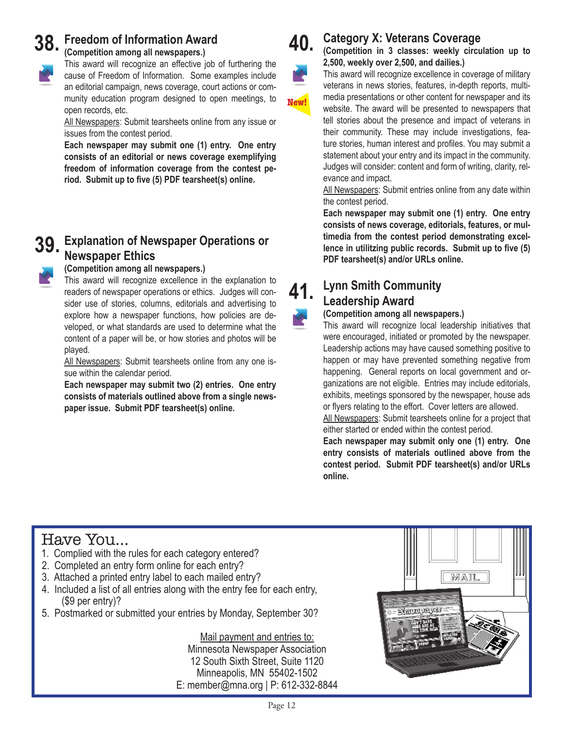## 38. Freedom of Information Award

**(Competition among all newspapers.)**

This award will recognize an effective job of furthering the cause of Freedom of Information. Some examples include an editorial campaign, news coverage, court actions or community education program designed to open meetings, to open records, etc.

All Newspapers: Submit tearsheets online from any issue or issues from the contest period.

**Each newspaper may submit one (1) entry. One entry consists of an editorial or news coverage exemplifying freedom of information coverage from the contest period. Submit up to five (5) PDF tearsheet(s) online.**

## 39. Explanation of Newspaper Operations or Newspaper Ethics

**(Competition among all newspapers.)**

This award will recognize excellence in the explanation to readers of newspaper operations or ethics. Judges will consider use of stories, columns, editorials and advertising to explore how a newspaper functions, how policies are developed, or what standards are used to determine what the content of a paper will be, or how stories and photos will be played.

All Newspapers: Submit tearsheets online from any one issue within the calendar period.

**Each newspaper may submit two (2) entries. One entry consists of materials outlined above from a single newspaper issue. Submit PDF tearsheet(s) online.**

## 40. Category X: Veterans Coverage

New!

**(Competition in 3 classes: weekly circulation up to 2,500, weekly over 2,500, and dailies.)**

This award will recognize excellence in coverage of military veterans in news stories, features, in-depth reports, multimedia presentations or other content for newspaper and its website. The award will be presented to newspapers that tell stories about the presence and impact of veterans in their community. These may include investigations, feature stories, human interest and profiles. You may submit a statement about your entry and its impact in the community. Judges will consider: content and form of writing, clarity, relevance and impact.

All Newspapers: Submit entries online from any date within the contest period.

**Each newspaper may submit one (1) entry. One entry consists of news coverage, editorials, features, or multimedia from the contest period demonstrating excellence in utilitzing public records. Submit up to five (5) PDF tearsheet(s) and/or URLs online.**

## 41. Lynn Smith Community Leadership Award

**(Competition among all newspapers.)**

This award will recognize local leadership initiatives that were encouraged, initiated or promoted by the newspaper. Leadership actions may have caused something positive to happen or may have prevented something negative from happening. General reports on local government and organizations are not eligible. Entries may include editorials, exhibits, meetings sponsored by the newspaper, house ads or flyers relating to the effort. Cover letters are allowed.

All Newspapers: Submit tearsheets online for a project that either started or ended within the contest period.

**Each newspaper may submit only one (1) entry. One entry consists of materials outlined above from the contest period. Submit PDF tearsheet(s) and/or URLs online.**

## Have You...

1. Complied with the rules for each category entered?
2. Completed an entry form online for each entry?
3. Attached a printed entry label to each mailed entry?
4. Included a list of all entries along with the entry fee for each entry, ($9 per entry)?
5. Postmarked or submitted your entries by Monday, September 30?

Mail payment and entries to:
Minnesota Newspaper Association
12 South Sixth Street, Suite 1120
Minneapolis, MN 55402-1502
E: member@mna.org | P: 612-332-8844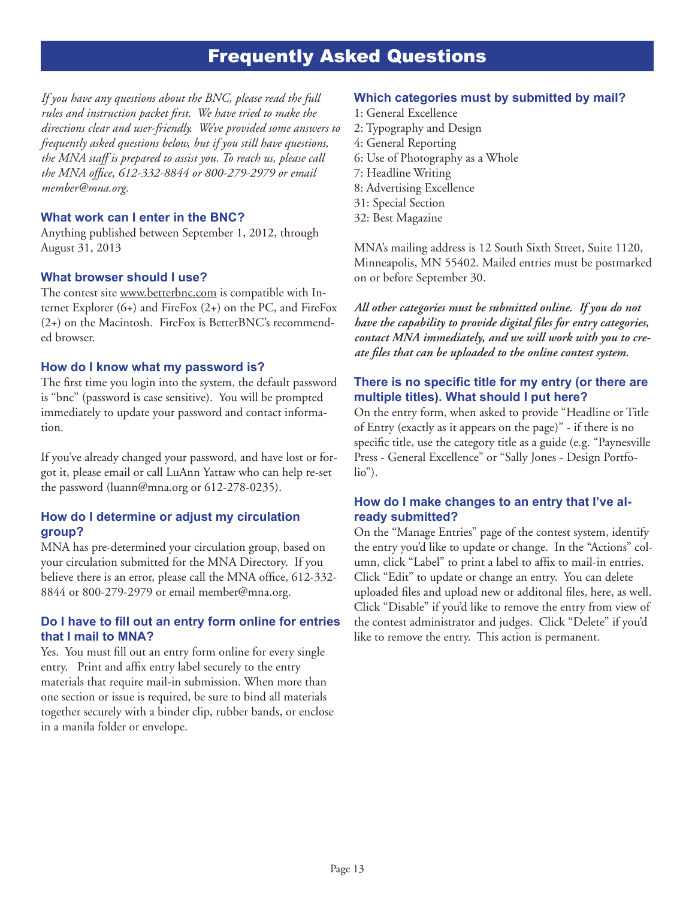# Frequently Asked Questions

*If you have any questions about the BNC, please read the full rules and instruction packet first. We have tried to make the directions clear and user-friendly. We've provided some answers to frequently asked questions below, but if you still have questions, the MNA staff is prepared to assist you. To reach us, please call the MNA office, 612-332-8844 or 800-279-2979 or email member@mna.org.*

### What work can I enter in the BNC?

Anything published between September 1, 2012, through August 31, 2013

### What browser should I use?

The contest site www.betterbnc.com is compatible with Internet Explorer (6+) and FireFox (2+) on the PC, and FireFox (2+) on the Macintosh. FireFox is BetterBNC's recommended browser.

### How do I know what my password is?

The first time you login into the system, the default password is "bnc" (password is case sensitive). You will be prompted immediately to update your password and contact information.

If you've already changed your password, and have lost or forgot it, please email or call LuAnn Yattaw who can help re-set the password (luann@mna.org or 612-278-0235).

### How do I determine or adjust my circulation group?

MNA has pre-determined your circulation group, based on your circulation submitted for the MNA Directory. If you believe there is an error, please call the MNA office, 612-332-8844 or 800-279-2979 or email member@mna.org.

### Do I have to fill out an entry form online for entries that I mail to MNA?

Yes. You must fill out an entry form online for every single entry. Print and affix entry label securely to the entry materials that require mail-in submission. When more than one section or issue is required, be sure to bind all materials together securely with a binder clip, rubber bands, or enclose in a manila folder or envelope.

### Which categories must by submitted by mail?

1: General Excellence
2: Typography and Design
4: General Reporting
6: Use of Photography as a Whole
7: Headline Writing
8: Advertising Excellence
31: Special Section
32: Best Magazine

MNA's mailing address is 12 South Sixth Street, Suite 1120, Minneapolis, MN 55402. Mailed entries must be postmarked on or before September 30.

***All other categories must be submitted online. If you do not have the capability to provide digital files for entry categories, contact MNA immediately, and we will work with you to create files that can be uploaded to the online contest system.***

### There is no specific title for my entry (or there are multiple titles). What should I put here?

On the entry form, when asked to provide "Headline or Title of Entry (exactly as it appears on the page)" - if there is no specific title, use the category title as a guide (e.g. "Paynesville Press - General Excellence" or "Sally Jones - Design Portfolio").

### How do I make changes to an entry that I've already submitted?

On the "Manage Entries" page of the contest system, identify the entry you'd like to update or change. In the "Actions" column, click "Label" to print a label to affix to mail-in entries. Click "Edit" to update or change an entry. You can delete uploaded files and upload new or additonal files, here, as well. Click "Disable" if you'd like to remove the entry from view of the contest administrator and judges. Click "Delete" if you'd like to remove the entry. This action is permanent.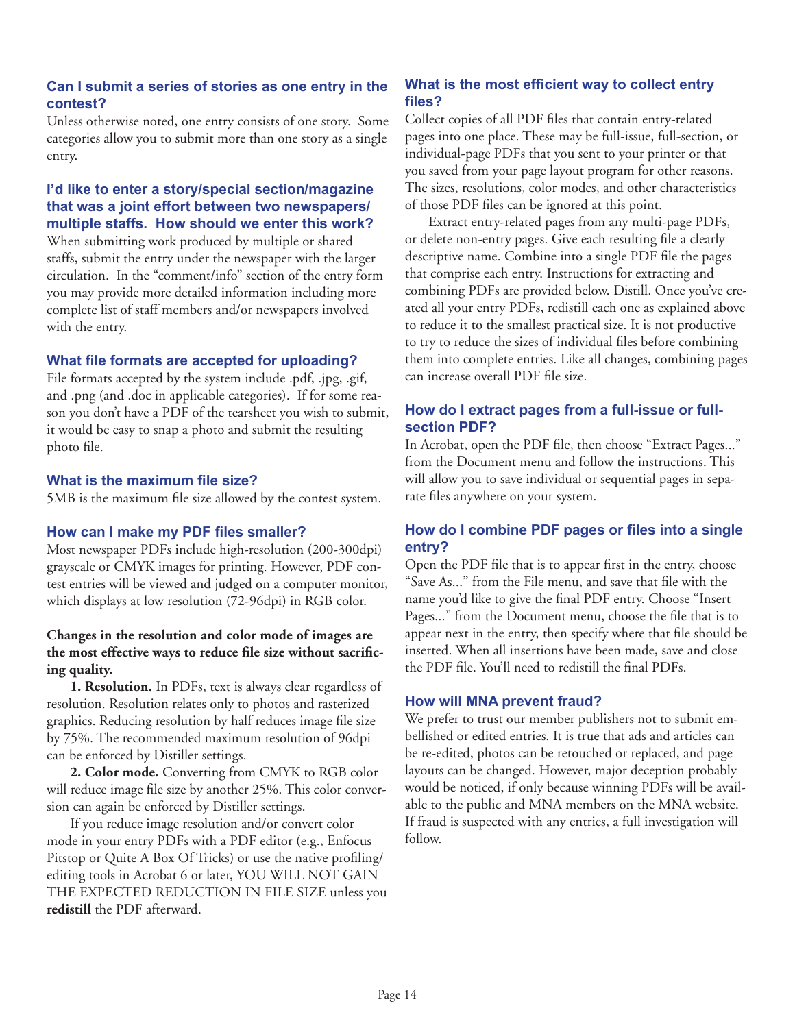### Can I submit a series of stories as one entry in the contest?

Unless otherwise noted, one entry consists of one story. Some categories allow you to submit more than one story as a single entry.

### I'd like to enter a story/special section/magazine that was a joint effort between two newspapers/multiple staffs. How should we enter this work?

When submitting work produced by multiple or shared staffs, submit the entry under the newspaper with the larger circulation. In the "comment/info" section of the entry form you may provide more detailed information including more complete list of staff members and/or newspapers involved with the entry.

### What file formats are accepted for uploading?

File formats accepted by the system include .pdf, .jpg, .gif, and .png (and .doc in applicable categories). If for some reason you don't have a PDF of the tearsheet you wish to submit, it would be easy to snap a photo and submit the resulting photo file.

### What is the maximum file size?

5MB is the maximum file size allowed by the contest system.

### How can I make my PDF files smaller?

Most newspaper PDFs include high-resolution (200-300dpi) grayscale or CMYK images for printing. However, PDF contest entries will be viewed and judged on a computer monitor, which displays at low resolution (72-96dpi) in RGB color.

**Changes in the resolution and color mode of images are the most effective ways to reduce file size without sacrificing quality.**

**1. Resolution.** In PDFs, text is always clear regardless of resolution. Resolution relates only to photos and rasterized graphics. Reducing resolution by half reduces image file size by 75%. The recommended maximum resolution of 96dpi can be enforced by Distiller settings.

**2. Color mode.** Converting from CMYK to RGB color will reduce image file size by another 25%. This color conversion can again be enforced by Distiller settings.

If you reduce image resolution and/or convert color mode in your entry PDFs with a PDF editor (e.g., Enfocus Pitstop or Quite A Box Of Tricks) or use the native profiling/editing tools in Acrobat 6 or later, YOU WILL NOT GAIN THE EXPECTED REDUCTION IN FILE SIZE unless you **redistill** the PDF afterward.

### What is the most efficient way to collect entry files?

Collect copies of all PDF files that contain entry-related pages into one place. These may be full-issue, full-section, or individual-page PDFs that you sent to your printer or that you saved from your page layout program for other reasons. The sizes, resolutions, color modes, and other characteristics of those PDF files can be ignored at this point.

Extract entry-related pages from any multi-page PDFs, or delete non-entry pages. Give each resulting file a clearly descriptive name. Combine into a single PDF file the pages that comprise each entry. Instructions for extracting and combining PDFs are provided below. Distill. Once you've created all your entry PDFs, redistill each one as explained above to reduce it to the smallest practical size. It is not productive to try to reduce the sizes of individual files before combining them into complete entries. Like all changes, combining pages can increase overall PDF file size.

### How do I extract pages from a full-issue or full-section PDF?

In Acrobat, open the PDF file, then choose "Extract Pages..." from the Document menu and follow the instructions. This will allow you to save individual or sequential pages in separate files anywhere on your system.

### How do I combine PDF pages or files into a single entry?

Open the PDF file that is to appear first in the entry, choose "Save As..." from the File menu, and save that file with the name you'd like to give the final PDF entry. Choose "Insert Pages..." from the Document menu, choose the file that is to appear next in the entry, then specify where that file should be inserted. When all insertions have been made, save and close the PDF file. You'll need to redistill the final PDFs.

### How will MNA prevent fraud?

We prefer to trust our member publishers not to submit embellished or edited entries. It is true that ads and articles can be re-edited, photos can be retouched or replaced, and page layouts can be changed. However, major deception probably would be noticed, if only because winning PDFs will be available to the public and MNA members on the MNA website. If fraud is suspected with any entries, a full investigation will follow.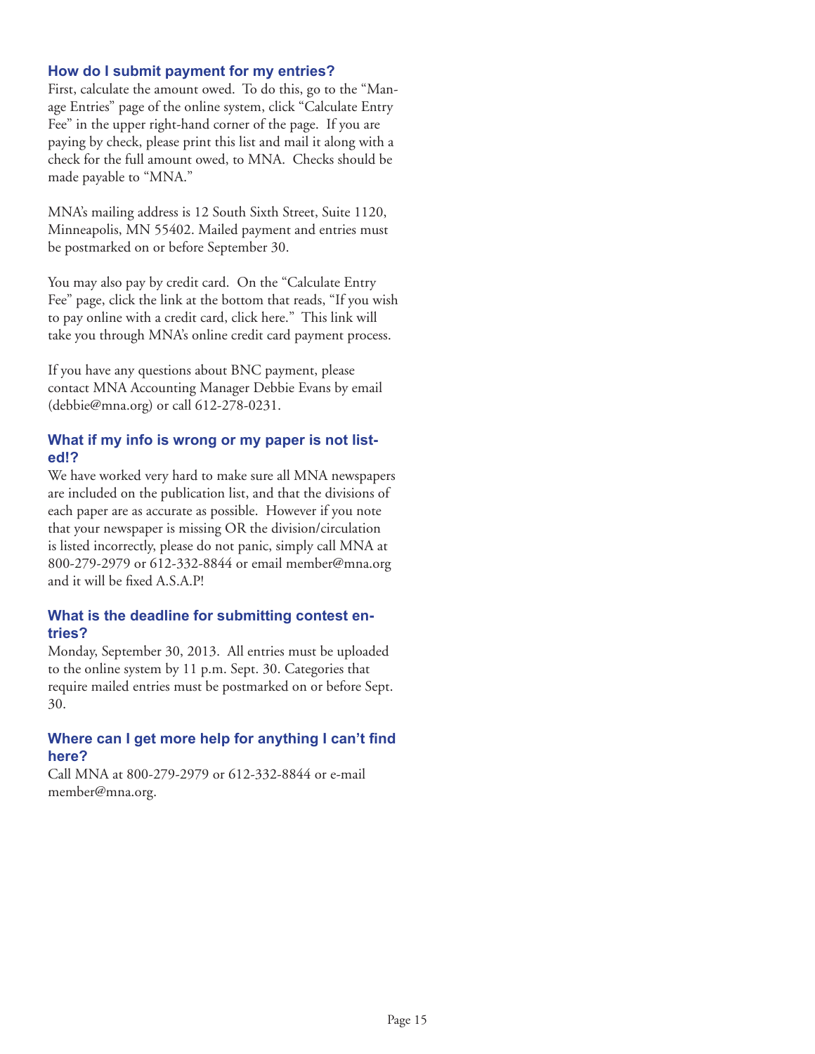### How do I submit payment for my entries?

First, calculate the amount owed. To do this, go to the "Manage Entries" page of the online system, click "Calculate Entry Fee" in the upper right-hand corner of the page. If you are paying by check, please print this list and mail it along with a check for the full amount owed, to MNA. Checks should be made payable to "MNA."

MNA's mailing address is 12 South Sixth Street, Suite 1120, Minneapolis, MN 55402. Mailed payment and entries must be postmarked on or before September 30.

You may also pay by credit card. On the "Calculate Entry Fee" page, click the link at the bottom that reads, "If you wish to pay online with a credit card, click here." This link will take you through MNA's online credit card payment process.

If you have any questions about BNC payment, please contact MNA Accounting Manager Debbie Evans by email (debbie@mna.org) or call 612-278-0231.

### What if my info is wrong or my paper is not listed!?

We have worked very hard to make sure all MNA newspapers are included on the publication list, and that the divisions of each paper are as accurate as possible. However if you note that your newspaper is missing OR the division/circulation is listed incorrectly, please do not panic, simply call MNA at 800-279-2979 or 612-332-8844 or email member@mna.org and it will be fixed A.S.A.P!

### What is the deadline for submitting contest entries?

Monday, September 30, 2013. All entries must be uploaded to the online system by 11 p.m. Sept. 30. Categories that require mailed entries must be postmarked on or before Sept. 30.

### Where can I get more help for anything I can't find here?

Call MNA at 800-279-2979 or 612-332-8844 or e-mail member@mna.org.